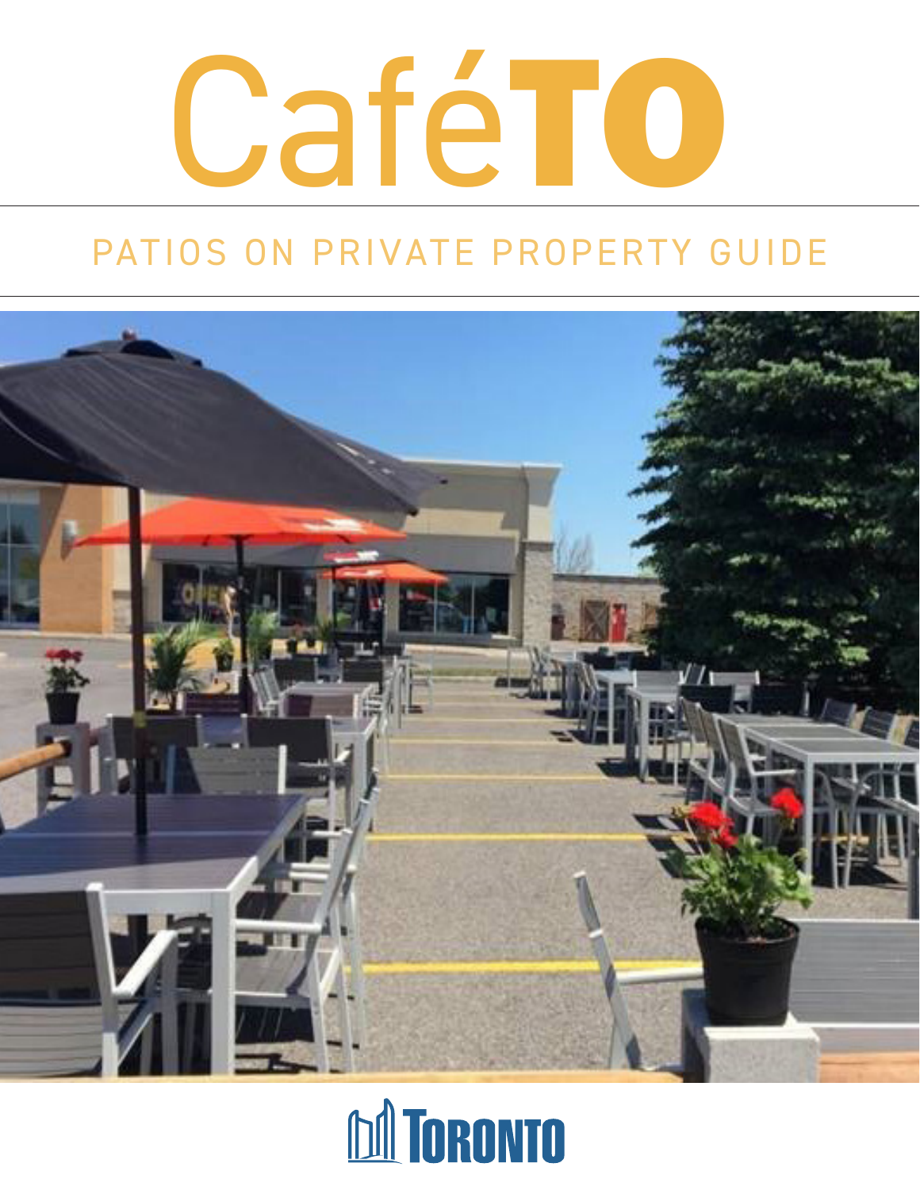# CaféTO

## PATIOS ON PRIVATE PROPERTY GUIDE

TORONTO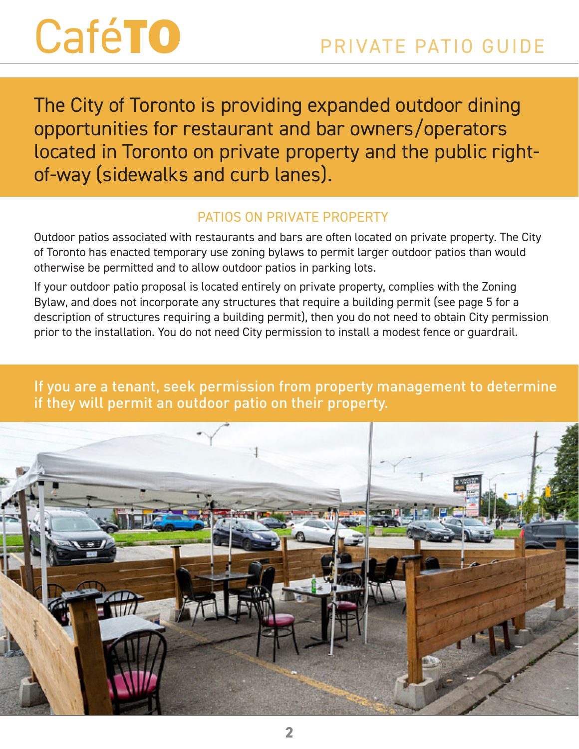# CaféTO

## PRIVATE PATIO GUIDE

The City of Toronto is providing expanded outdoor dining opportunities for restaurant and bar owners/operators located in Toronto on private property and the public right-of-way (sidewalks and curb lanes).

### PATIOS ON PRIVATE PROPERTY

Outdoor patios associated with restaurants and bars are often located on private property. The City of Toronto has enacted temporary use zoning bylaws to permit larger outdoor patios than would otherwise be permitted and to allow outdoor patios in parking lots.

If your outdoor patio proposal is located entirely on private property, complies with the Zoning Bylaw, and does not incorporate any structures that require a building permit (see page 5 for a description of structures requiring a building permit), then you do not need to obtain City permission prior to the installation. You do not need City permission to install a modest fence or guardrail.

**If you are a tenant, seek permission from property management to determine if they will permit an outdoor patio on their property.**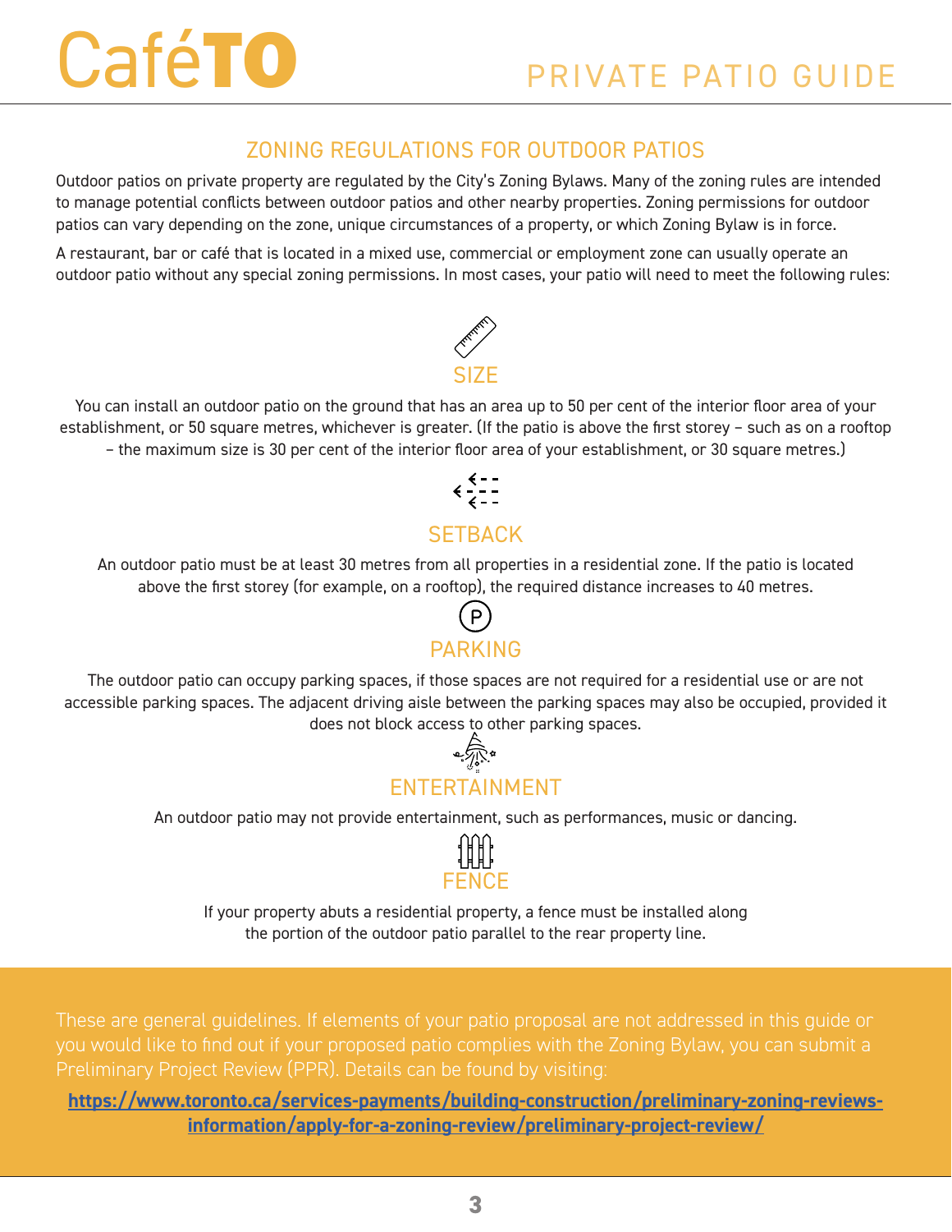## ZONING REGULATIONS FOR OUTDOOR PATIOS

Outdoor patios on private property are regulated by the City's Zoning Bylaws. Many of the zoning rules are intended to manage potential conflicts between outdoor patios and other nearby properties. Zoning permissions for outdoor patios can vary depending on the zone, unique circumstances of a property, or which Zoning Bylaw is in force.

A restaurant, bar or café that is located in a mixed use, commercial or employment zone can usually operate an outdoor patio without any special zoning permissions. In most cases, your patio will need to meet the following rules:

### SIZE

You can install an outdoor patio on the ground that has an area up to 50 per cent of the interior floor area of your establishment, or 50 square metres, whichever is greater. (If the patio is above the first storey – such as on a rooftop – the maximum size is 30 per cent of the interior floor area of your establishment, or 30 square metres.)

### SETBACK

An outdoor patio must be at least 30 metres from all properties in a residential zone. If the patio is located above the first storey (for example, on a rooftop), the required distance increases to 40 metres.

### PARKING

The outdoor patio can occupy parking spaces, if those spaces are not required for a residential use or are not accessible parking spaces. The adjacent driving aisle between the parking spaces may also be occupied, provided it does not block access to other parking spaces.

### ENTERTAINMENT

An outdoor patio may not provide entertainment, such as performances, music or dancing.

### FENCE

If your property abuts a residential property, a fence must be installed along the portion of the outdoor patio parallel to the rear property line.

These are general guidelines. If elements of your patio proposal are not addressed in this guide or you would like to find out if your proposed patio complies with the Zoning Bylaw, you can submit a Preliminary Project Review (PPR). Details can be found by visiting:

**https://www.toronto.ca/services-payments/building-construction/preliminary-zoning-reviews-information/apply-for-a-zoning-review/preliminary-project-review/**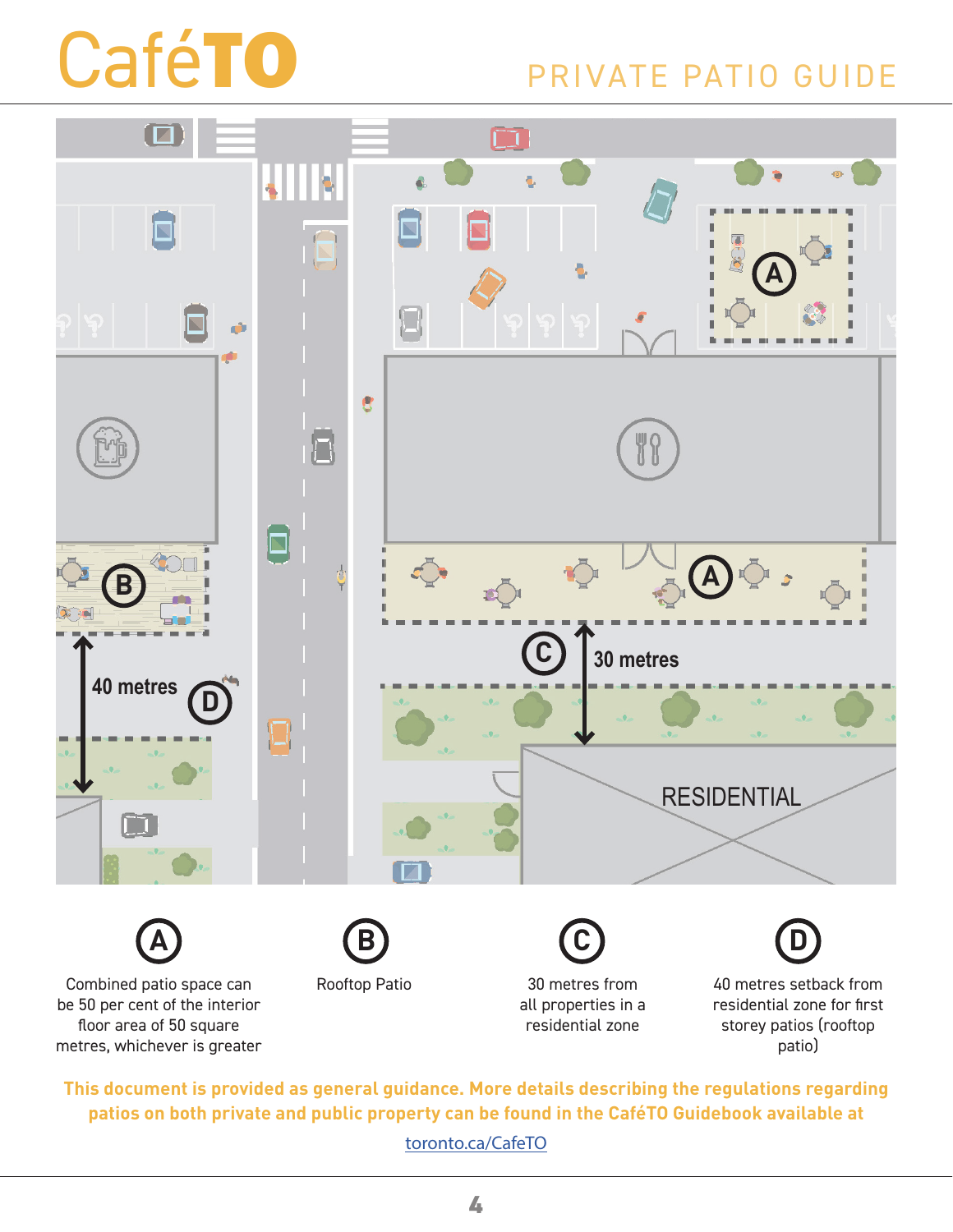# CaféTO

## PRIVATE PATIO GUIDE

40 metres

30 metres

RESIDENTIAL

**A** — Combined patio space can be 50 per cent of the interior floor area of 50 square metres, whichever is greater

**B** — Rooftop Patio

**C** — 30 metres from all properties in a residential zone

**D** — 40 metres setback from residential zone for first storey patios (rooftop patio)

**This document is provided as general guidance. More details describing the regulations regarding patios on both private and public property can be found in the CaféTO Guidebook available at**

toronto.ca/CafeTO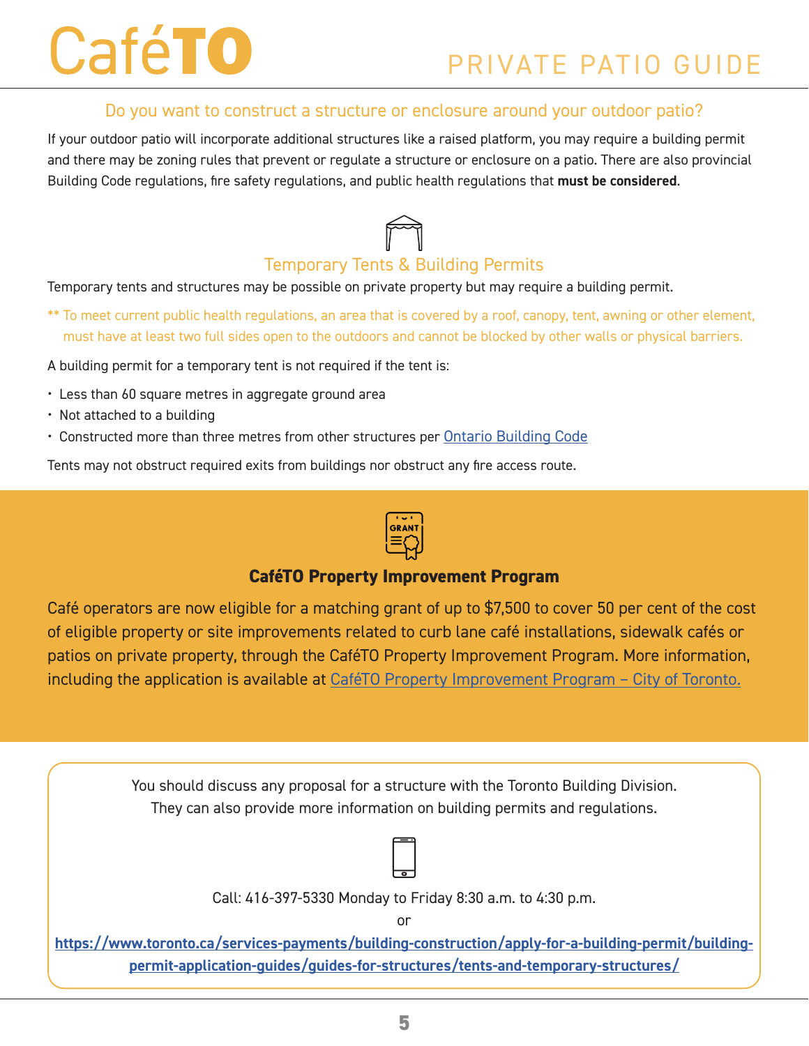# CaféTO

## PRIVATE PATIO GUIDE

### Do you want to construct a structure or enclosure around your outdoor patio?

If your outdoor patio will incorporate additional structures like a raised platform, you may require a building permit and there may be zoning rules that prevent or regulate a structure or enclosure on a patio. There are also provincial Building Code regulations, fire safety regulations, and public health regulations that **must be considered**.

### Temporary Tents & Building Permits

Temporary tents and structures may be possible on private property but may require a building permit.

** To meet current public health regulations, an area that is covered by a roof, canopy, tent, awning or other element, must have at least two full sides open to the outdoors and cannot be blocked by other walls or physical barriers.

A building permit for a temporary tent is not required if the tent is:

- Less than 60 square metres in aggregate ground area
- Not attached to a building
- Constructed more than three metres from other structures per Ontario Building Code

Tents may not obstruct required exits from buildings nor obstruct any fire access route.

### CaféTO Property Improvement Program

Café operators are now eligible for a matching grant of up to $7,500 to cover 50 per cent of the cost of eligible property or site improvements related to curb lane café installations, sidewalk cafés or patios on private property, through the CaféTO Property Improvement Program. More information, including the application is available at CaféTO Property Improvement Program – City of Toronto.

You should discuss any proposal for a structure with the Toronto Building Division. They can also provide more information on building permits and regulations.

Call: 416-397-5330 Monday to Friday 8:30 a.m. to 4:30 p.m.

or

**https://www.toronto.ca/services-payments/building-construction/apply-for-a-building-permit/building-permit-application-guides/guides-for-structures/tents-and-temporary-structures/**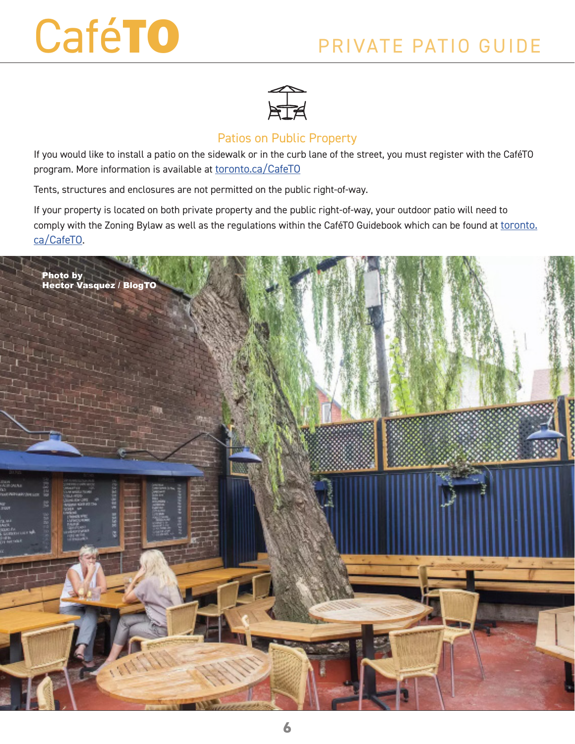## Patios on Public Property

If you would like to install a patio on the sidewalk or in the curb lane of the street, you must register with the CaféTO program. More information is available at [toronto.ca/CafeTO](toronto.ca/CafeTO)

Tents, structures and enclosures are not permitted on the public right-of-way.

If your property is located on both private property and the public right-of-way, your outdoor patio will need to comply with the Zoning Bylaw as well as the regulations within the CaféTO Guidebook which can be found at [toronto.ca/CafeTO](toronto.ca/CafeTO).

Photo by Hector Vasquez / BlogTO